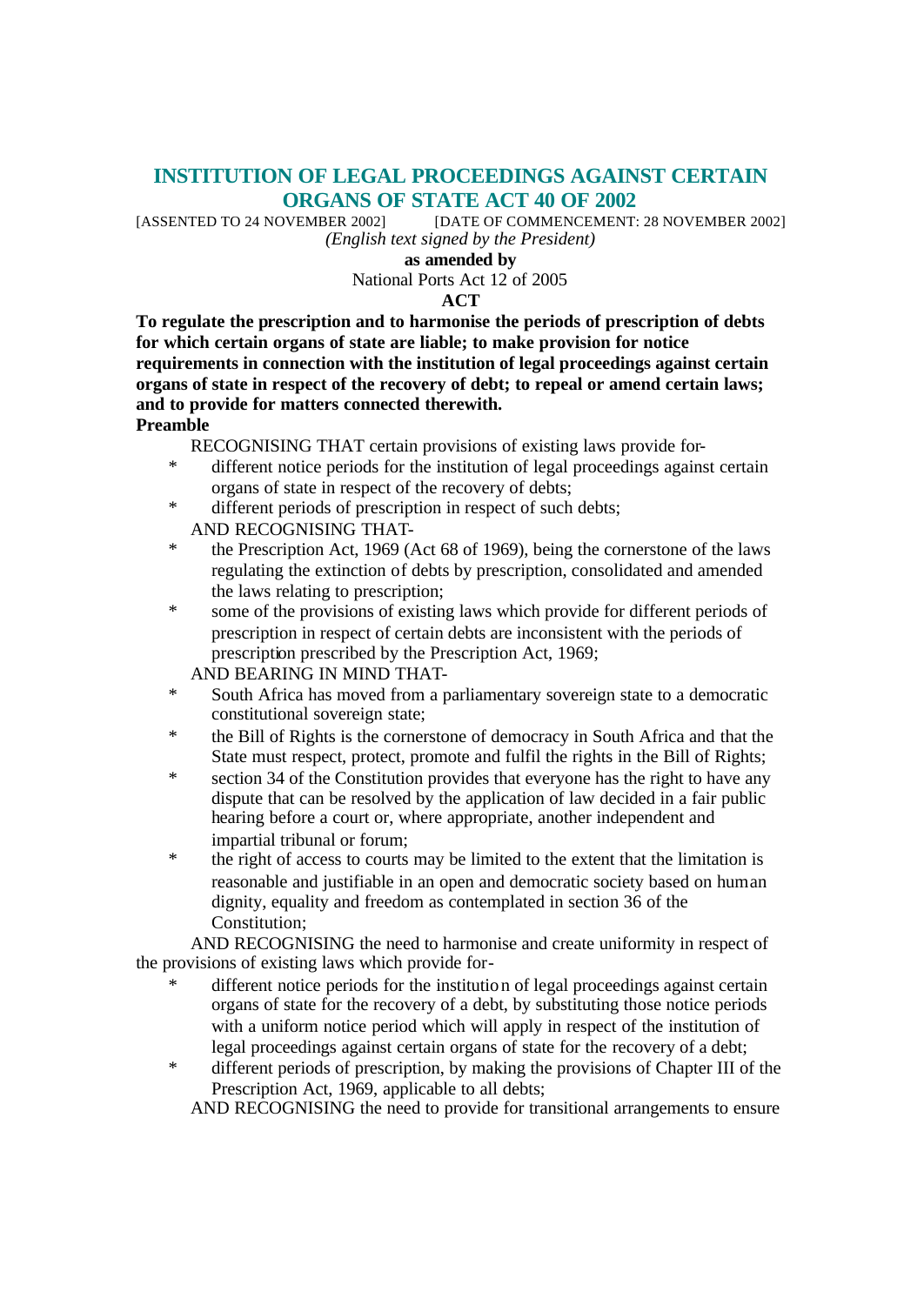# INSTITUTION OF LEGAL PROCEEDINGS AGAINST CERTAIN ORGANS OF STATE ACT 40 OF 2002

[ASSENTED TO 24 NOVEMBER 2002] [DATE OF COMMENCEMENT: 28 NOVEMBER 2002]

*(English text signed by the President)*

**as amended by**

National Ports Act 12 of 2005

**ACT**

**To regulate the prescription and to harmonise the periods of prescription of debts for which certain organs of state are liable; to make provision for notice requirements in connection with the institution of legal proceedings against certain organs of state in respect of the recovery of debt; to repeal or amend certain laws; and to provide for matters connected therewith.**

**Preamble**

RECOGNISING THAT certain provisions of existing laws provide for-

- different notice periods for the institution of legal proceedings against certain organs of state in respect of the recovery of debts;
- different periods of prescription in respect of such debts;

AND RECOGNISING THAT-

- the Prescription Act, 1969 (Act 68 of 1969), being the cornerstone of the laws regulating the extinction of debts by prescription, consolidated and amended the laws relating to prescription;
- some of the provisions of existing laws which provide for different periods of prescription in respect of certain debts are inconsistent with the periods of prescription prescribed by the Prescription Act, 1969;

AND BEARING IN MIND THAT-

- South Africa has moved from a parliamentary sovereign state to a democratic constitutional sovereign state;
- the Bill of Rights is the cornerstone of democracy in South Africa and that the State must respect, protect, promote and fulfil the rights in the Bill of Rights;
- section 34 of the Constitution provides that everyone has the right to have any dispute that can be resolved by the application of law decided in a fair public hearing before a court or, where appropriate, another independent and impartial tribunal or forum;
- the right of access to courts may be limited to the extent that the limitation is reasonable and justifiable in an open and democratic society based on human dignity, equality and freedom as contemplated in section 36 of the Constitution;

AND RECOGNISING the need to harmonise and create uniformity in respect of the provisions of existing laws which provide for-

- different notice periods for the institution of legal proceedings against certain organs of state for the recovery of a debt, by substituting those notice periods with a uniform notice period which will apply in respect of the institution of legal proceedings against certain organs of state for the recovery of a debt;
- different periods of prescription, by making the provisions of Chapter III of the Prescription Act, 1969, applicable to all debts;

AND RECOGNISING the need to provide for transitional arrangements to ensure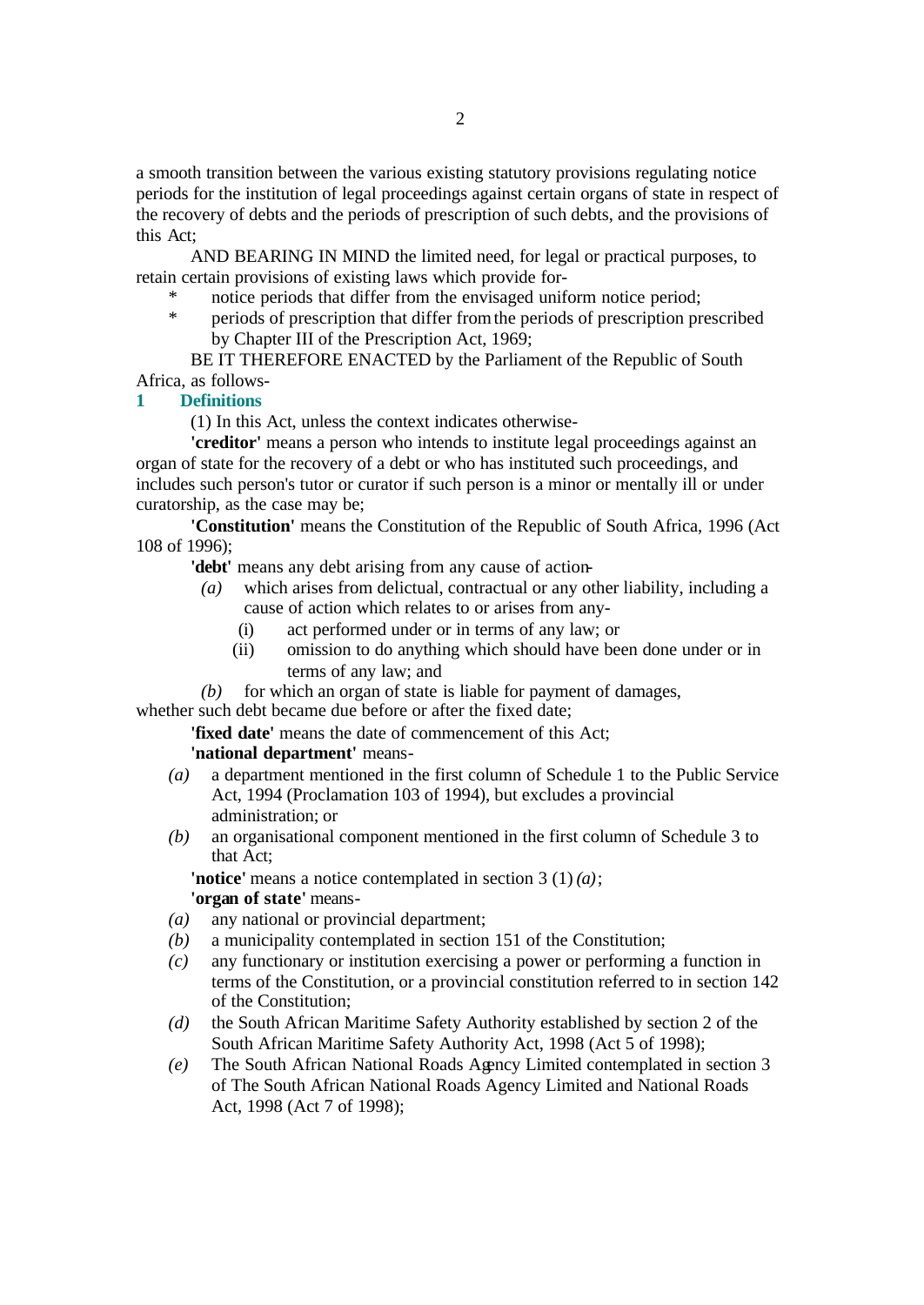a smooth transition between the various existing statutory provisions regulating notice periods for the institution of legal proceedings against certain organs of state in respect of the recovery of debts and the periods of prescription of such debts, and the provisions of this Act;

AND BEARING IN MIND the limited need, for legal or practical purposes, to retain certain provisions of existing laws which provide for-

- notice periods that differ from the envisaged uniform notice period;
- periods of prescription that differ from the periods of prescription prescribed by Chapter III of the Prescription Act, 1969;

BE IT THEREFORE ENACTED by the Parliament of the Republic of South Africa, as follows-

### 1 Definitions

(1) In this Act, unless the context indicates otherwise-

**'creditor'** means a person who intends to institute legal proceedings against an organ of state for the recovery of a debt or who has instituted such proceedings, and includes such person's tutor or curator if such person is a minor or mentally ill or under curatorship, as the case may be;

**'Constitution'** means the Constitution of the Republic of South Africa, 1996 (Act 108 of 1996);

**'debt'** means any debt arising from any cause of action-

*(a)* which arises from delictual, contractual or any other liability, including a cause of action which relates to or arises from any-

(i) act performed under or in terms of any law; or

(ii) omission to do anything which should have been done under or in terms of any law; and

*(b)* for which an organ of state is liable for payment of damages,

whether such debt became due before or after the fixed date;

**'fixed date'** means the date of commencement of this Act;

**'national department'** means-

*(a)* a department mentioned in the first column of Schedule 1 to the Public Service Act, 1994 (Proclamation 103 of 1994), but excludes a provincial administration; or

*(b)* an organisational component mentioned in the first column of Schedule 3 to that Act;

**'notice'** means a notice contemplated in section 3 (1) *(a)*;

**'organ of state'** means-

*(a)* any national or provincial department;

*(b)* a municipality contemplated in section 151 of the Constitution;

*(c)* any functionary or institution exercising a power or performing a function in terms of the Constitution, or a provincial constitution referred to in section 142 of the Constitution;

*(d)* the South African Maritime Safety Authority established by section 2 of the South African Maritime Safety Authority Act, 1998 (Act 5 of 1998);

*(e)* The South African National Roads Agency Limited contemplated in section 3 of The South African National Roads Agency Limited and National Roads Act, 1998 (Act 7 of 1998);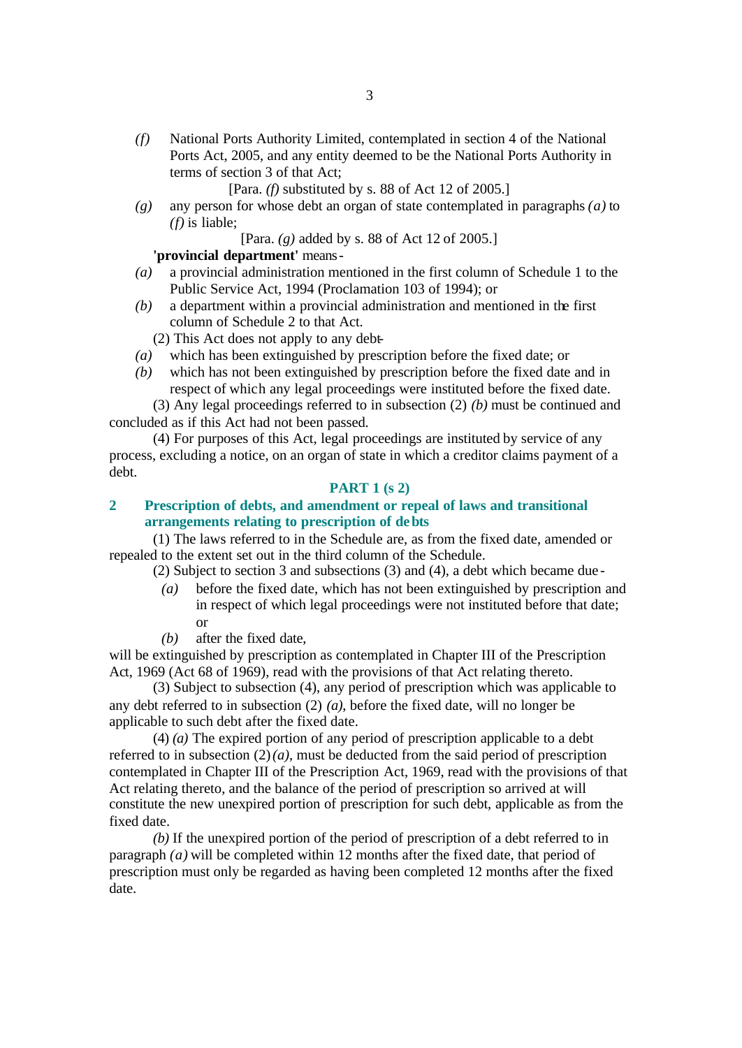*(f)* National Ports Authority Limited, contemplated in section 4 of the National Ports Act, 2005, and any entity deemed to be the National Ports Authority in terms of section 3 of that Act;

[Para. *(f)* substituted by s. 88 of Act 12 of 2005.]

*(g)* any person for whose debt an organ of state contemplated in paragraphs *(a)* to *(f)* is liable;

[Para. *(g)* added by s. 88 of Act 12 of 2005.]

**'provincial department'** means-

*(a)* a provincial administration mentioned in the first column of Schedule 1 to the Public Service Act, 1994 (Proclamation 103 of 1994); or

*(b)* a department within a provincial administration and mentioned in the first column of Schedule 2 to that Act.

(2) This Act does not apply to any debt-

*(a)* which has been extinguished by prescription before the fixed date; or

*(b)* which has not been extinguished by prescription before the fixed date and in respect of which any legal proceedings were instituted before the fixed date.

(3) Any legal proceedings referred to in subsection (2) *(b)* must be continued and concluded as if this Act had not been passed.

(4) For purposes of this Act, legal proceedings are instituted by service of any process, excluding a notice, on an organ of state in which a creditor claims payment of a debt.

## PART 1 (s 2)

### 2 Prescription of debts, and amendment or repeal of laws and transitional arrangements relating to prescription of debts

(1) The laws referred to in the Schedule are, as from the fixed date, amended or repealed to the extent set out in the third column of the Schedule.

(2) Subject to section 3 and subsections (3) and (4), a debt which became due-

*(a)* before the fixed date, which has not been extinguished by prescription and in respect of which legal proceedings were not instituted before that date; or

*(b)* after the fixed date,

will be extinguished by prescription as contemplated in Chapter III of the Prescription Act, 1969 (Act 68 of 1969), read with the provisions of that Act relating thereto.

(3) Subject to subsection (4), any period of prescription which was applicable to any debt referred to in subsection (2) *(a)*, before the fixed date, will no longer be applicable to such debt after the fixed date.

(4) *(a)* The expired portion of any period of prescription applicable to a debt referred to in subsection (2) *(a)*, must be deducted from the said period of prescription contemplated in Chapter III of the Prescription Act, 1969, read with the provisions of that Act relating thereto, and the balance of the period of prescription so arrived at will constitute the new unexpired portion of prescription for such debt, applicable as from the fixed date.

*(b)* If the unexpired portion of the period of prescription of a debt referred to in paragraph *(a)* will be completed within 12 months after the fixed date, that period of prescription must only be regarded as having been completed 12 months after the fixed date.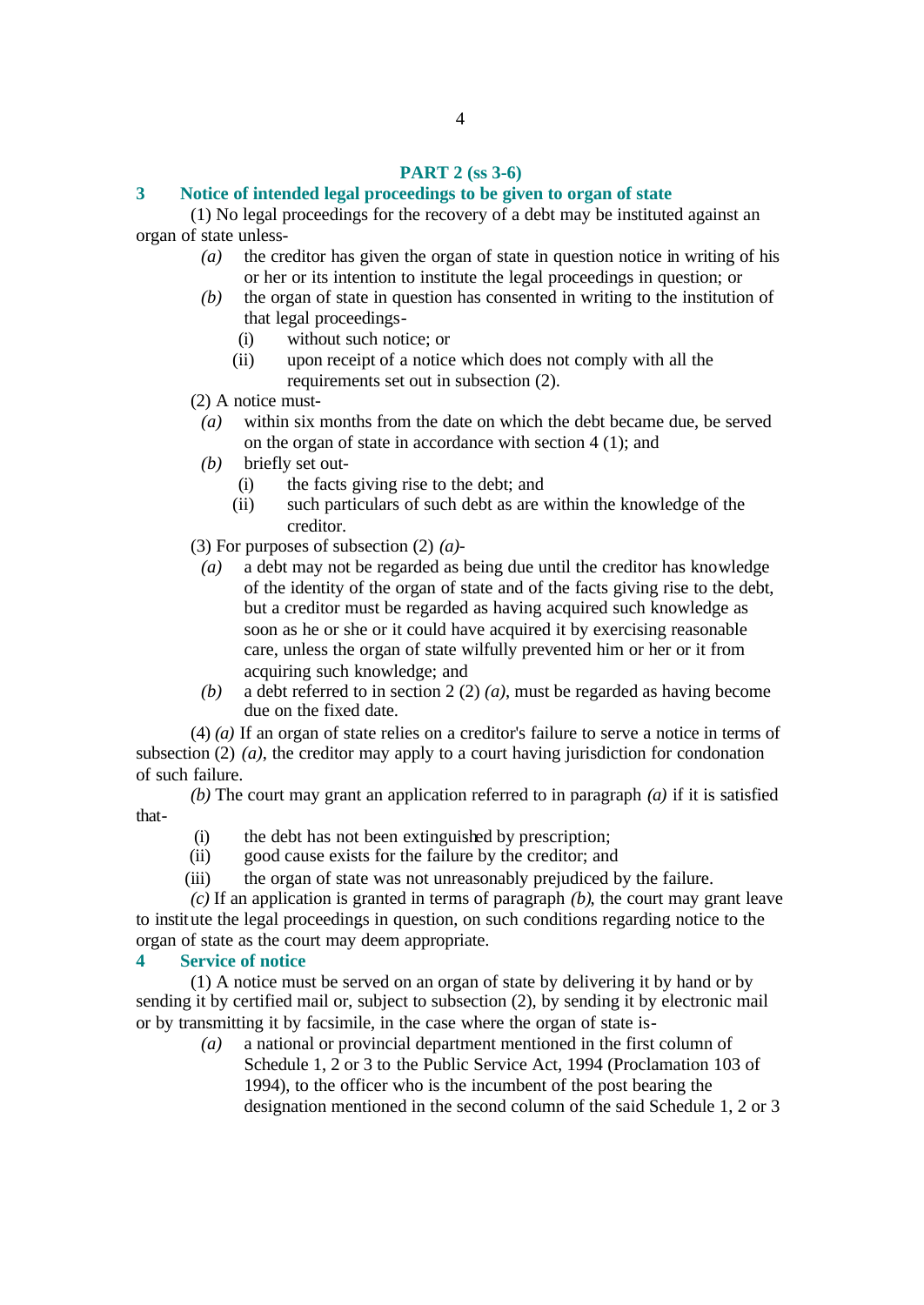## PART 2 (ss 3-6)

### 3 Notice of intended legal proceedings to be given to organ of state

(1) No legal proceedings for the recovery of a debt may be instituted against an organ of state unless-

*(a)* the creditor has given the organ of state in question notice in writing of his or her or its intention to institute the legal proceedings in question; or

*(b)* the organ of state in question has consented in writing to the institution of that legal proceedings-

(i) without such notice; or

(ii) upon receipt of a notice which does not comply with all the requirements set out in subsection (2).

(2) A notice must-

*(a)* within six months from the date on which the debt became due, be served on the organ of state in accordance with section 4 (1); and

*(b)* briefly set out-

(i) the facts giving rise to the debt; and

(ii) such particulars of such debt as are within the knowledge of the creditor.

(3) For purposes of subsection (2) *(a)*-

*(a)* a debt may not be regarded as being due until the creditor has knowledge of the identity of the organ of state and of the facts giving rise to the debt, but a creditor must be regarded as having acquired such knowledge as soon as he or she or it could have acquired it by exercising reasonable care, unless the organ of state wilfully prevented him or her or it from acquiring such knowledge; and

*(b)* a debt referred to in section 2 (2) *(a)*, must be regarded as having become due on the fixed date.

(4) *(a)* If an organ of state relies on a creditor's failure to serve a notice in terms of subsection (2) *(a)*, the creditor may apply to a court having jurisdiction for condonation of such failure.

*(b)* The court may grant an application referred to in paragraph *(a)* if it is satisfied that-

(i) the debt has not been extinguished by prescription;

(ii) good cause exists for the failure by the creditor; and

(iii) the organ of state was not unreasonably prejudiced by the failure.

*(c)* If an application is granted in terms of paragraph *(b)*, the court may grant leave to institute the legal proceedings in question, on such conditions regarding notice to the organ of state as the court may deem appropriate.

### 4 Service of notice

(1) A notice must be served on an organ of state by delivering it by hand or by sending it by certified mail or, subject to subsection (2), by sending it by electronic mail or by transmitting it by facsimile, in the case where the organ of state is-

*(a)* a national or provincial department mentioned in the first column of Schedule 1, 2 or 3 to the Public Service Act, 1994 (Proclamation 103 of 1994), to the officer who is the incumbent of the post bearing the designation mentioned in the second column of the said Schedule 1, 2 or 3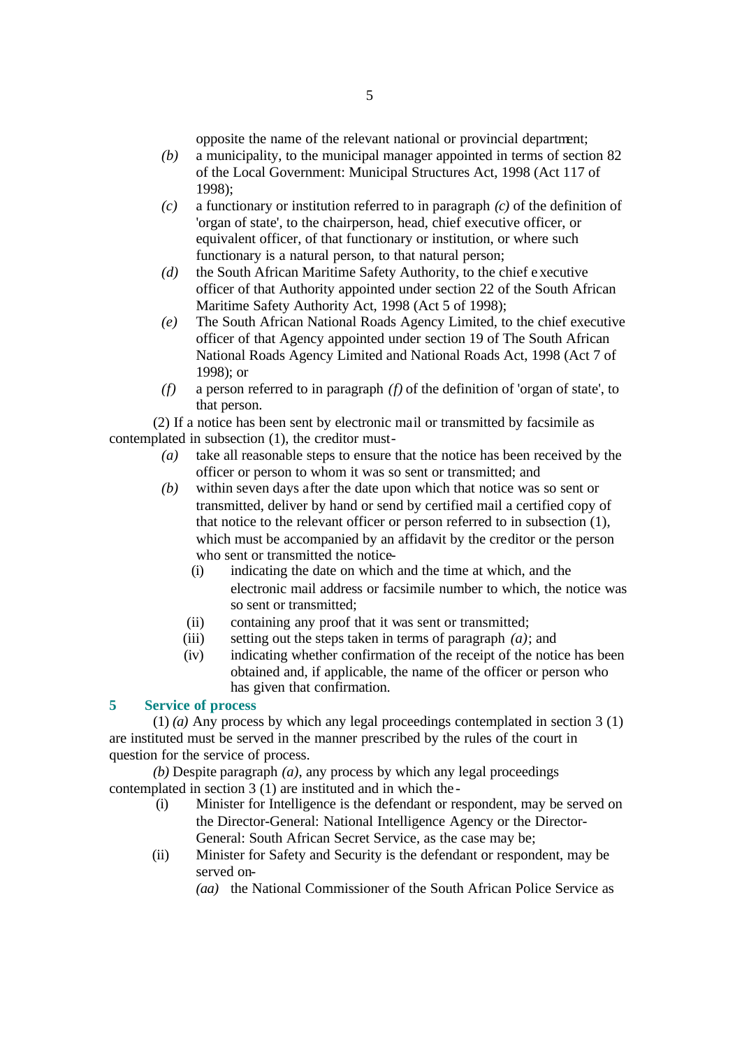opposite the name of the relevant national or provincial department;

*(b)* a municipality, to the municipal manager appointed in terms of section 82 of the Local Government: Municipal Structures Act, 1998 (Act 117 of 1998);

*(c)* a functionary or institution referred to in paragraph *(c)* of the definition of 'organ of state', to the chairperson, head, chief executive officer, or equivalent officer, of that functionary or institution, or where such functionary is a natural person, to that natural person;

*(d)* the South African Maritime Safety Authority, to the chief executive officer of that Authority appointed under section 22 of the South African Maritime Safety Authority Act, 1998 (Act 5 of 1998);

*(e)* The South African National Roads Agency Limited, to the chief executive officer of that Agency appointed under section 19 of The South African National Roads Agency Limited and National Roads Act, 1998 (Act 7 of 1998); or

*(f)* a person referred to in paragraph *(f)* of the definition of 'organ of state', to that person.

(2) If a notice has been sent by electronic mail or transmitted by facsimile as contemplated in subsection (1), the creditor must-

*(a)* take all reasonable steps to ensure that the notice has been received by the officer or person to whom it was so sent or transmitted; and

*(b)* within seven days after the date upon which that notice was so sent or transmitted, deliver by hand or send by certified mail a certified copy of that notice to the relevant officer or person referred to in subsection (1), which must be accompanied by an affidavit by the creditor or the person who sent or transmitted the notice-

(i) indicating the date on which and the time at which, and the electronic mail address or facsimile number to which, the notice was so sent or transmitted;

(ii) containing any proof that it was sent or transmitted;

(iii) setting out the steps taken in terms of paragraph *(a)*; and

(iv) indicating whether confirmation of the receipt of the notice has been obtained and, if applicable, the name of the officer or person who has given that confirmation.

## 5 Service of process

(1) *(a)* Any process by which any legal proceedings contemplated in section 3 (1) are instituted must be served in the manner prescribed by the rules of the court in question for the service of process.

*(b)* Despite paragraph *(a)*, any process by which any legal proceedings contemplated in section 3 (1) are instituted and in which the -

(i) Minister for Intelligence is the defendant or respondent, may be served on the Director-General: National Intelligence Agency or the Director-General: South African Secret Service, as the case may be;

(ii) Minister for Safety and Security is the defendant or respondent, may be served on-

*(aa)* the National Commissioner of the South African Police Service as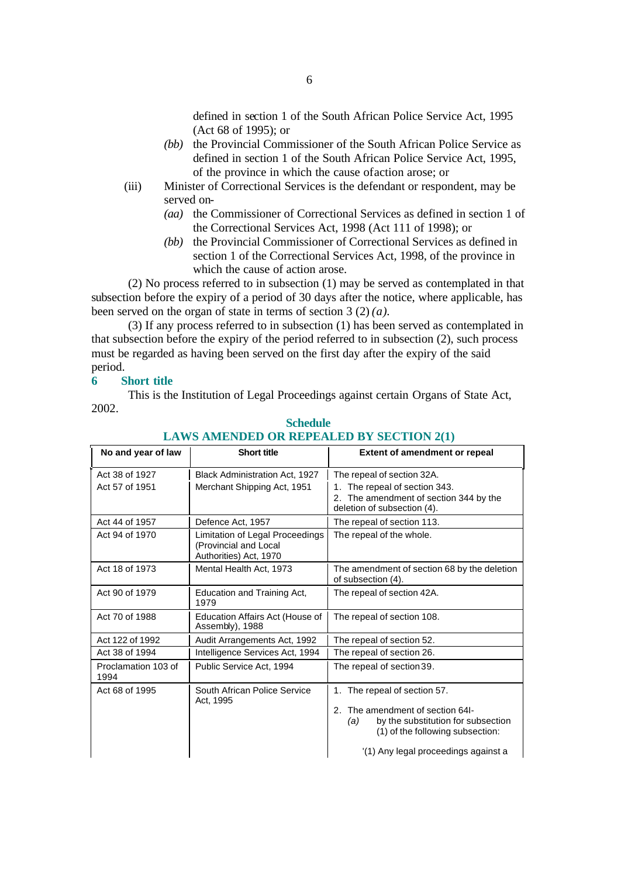defined in section 1 of the South African Police Service Act, 1995 (Act 68 of 1995); or

*(bb)* the Provincial Commissioner of the South African Police Service as defined in section 1 of the South African Police Service Act, 1995, of the province in which the cause ofaction arose; or

(iii) Minister of Correctional Services is the defendant or respondent, may be served on-

*(aa)* the Commissioner of Correctional Services as defined in section 1 of the Correctional Services Act, 1998 (Act 111 of 1998); or

*(bb)* the Provincial Commissioner of Correctional Services as defined in section 1 of the Correctional Services Act, 1998, of the province in which the cause of action arose.

(2) No process referred to in subsection (1) may be served as contemplated in that subsection before the expiry of a period of 30 days after the notice, where applicable, has been served on the organ of state in terms of section 3 (2) *(a)*.

(3) If any process referred to in subsection (1) has been served as contemplated in that subsection before the expiry of the period referred to in subsection (2), such process must be regarded as having been served on the first day after the expiry of the said period.

## 6 Short title

This is the Institution of Legal Proceedings against certain Organs of State Act, 2002.

## Schedule

## LAWS AMENDED OR REPEALED BY SECTION 2(1)

| No and year of law | Short title | Extent of amendment or repeal |
|---|---|---|
| Act 38 of 1927 | Black Administration Act, 1927 | The repeal of section 32A. |
| Act 57 of 1951 | Merchant Shipping Act, 1951 | 1. The repeal of section 343.<br>2. The amendment of section 344 by the deletion of subsection (4). |
| Act 44 of 1957 | Defence Act, 1957 | The repeal of section 113. |
| Act 94 of 1970 | Limitation of Legal Proceedings (Provincial and Local Authorities) Act, 1970 | The repeal of the whole. |
| Act 18 of 1973 | Mental Health Act, 1973 | The amendment of section 68 by the deletion of subsection (4). |
| Act 90 of 1979 | Education and Training Act, 1979 | The repeal of section 42A. |
| Act 70 of 1988 | Education Affairs Act (House of Assembly), 1988 | The repeal of section 108. |
| Act 122 of 1992 | Audit Arrangements Act, 1992 | The repeal of section 52. |
| Act 38 of 1994 | Intelligence Services Act, 1994 | The repeal of section 26. |
| Proclamation 103 of 1994 | Public Service Act, 1994 | The repeal of section 39. |
| Act 68 of 1995 | South African Police Service Act, 1995 | 1. The repeal of section 57.<br>2. The amendment of section 64I-<br>*(a)* by the substitution for subsection (1) of the following subsection:<br>'(1) Any legal proceedings against a |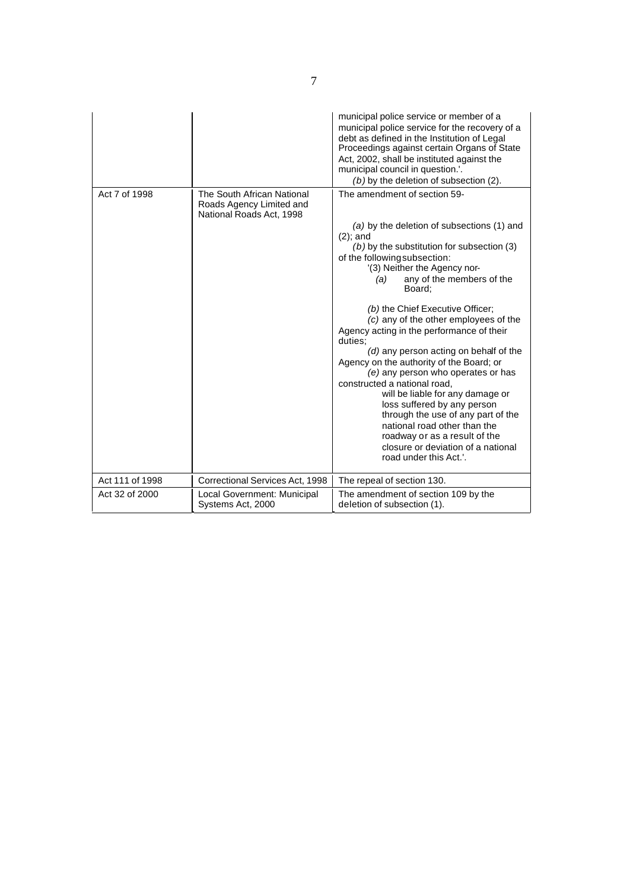| | | |
|---|---|---|
| | | municipal police service or member of a municipal police service for the recovery of a debt as defined in the Institution of Legal Proceedings against certain Organs of State Act, 2002, shall be instituted against the municipal council in question.'. *(b)* by the deletion of subsection (2). |
| Act 7 of 1998 | The South African National Roads Agency Limited and National Roads Act, 1998 | The amendment of section 59- *(a)* by the deletion of subsections (1) and (2); and *(b)* by the substitution for subsection (3) of the following subsection: '(3) Neither the Agency nor- *(a)* any of the members of the Board; *(b)* the Chief Executive Officer; *(c)* any of the other employees of the Agency acting in the performance of their duties; *(d)* any person acting on behalf of the Agency on the authority of the Board; or *(e)* any person who operates or has constructed a national road, will be liable for any damage or loss suffered by any person through the use of any part of the national road other than the roadway or as a result of the closure or deviation of a national road under this Act.'. |
| Act 111 of 1998 | Correctional Services Act, 1998 | The repeal of section 130. |
| Act 32 of 2000 | Local Government: Municipal Systems Act, 2000 | The amendment of section 109 by the deletion of subsection (1). |